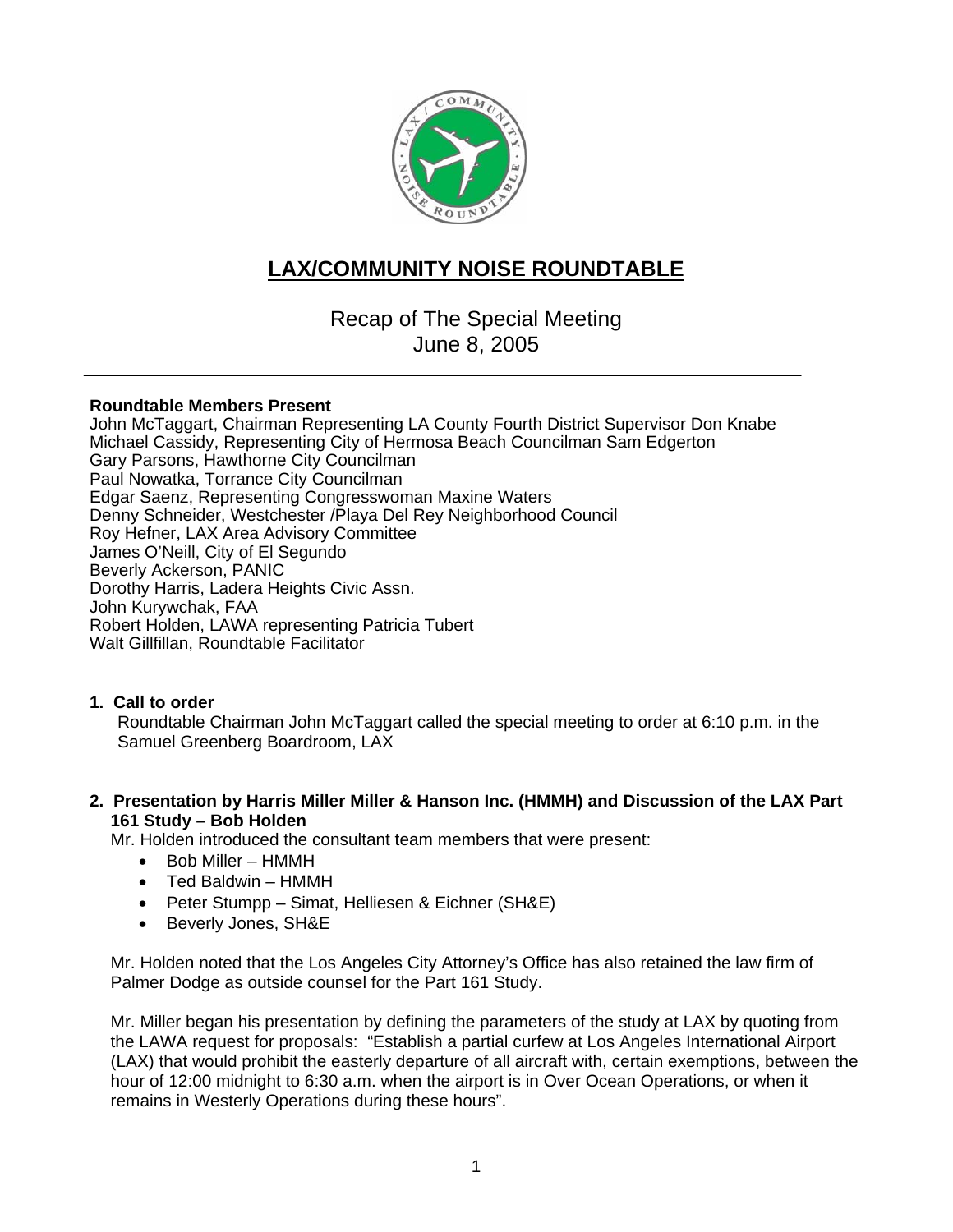# LAX/COMMUNITY NOISE ROUNDTABLE

Recap of The Special Meeting
June 8, 2005

---

**Roundtable Members Present**
John McTaggart, Chairman Representing LA County Fourth District Supervisor Don Knabe
Michael Cassidy, Representing City of Hermosa Beach Councilman Sam Edgerton
Gary Parsons, Hawthorne City Councilman
Paul Nowatka, Torrance City Councilman
Edgar Saenz, Representing Congresswoman Maxine Waters
Denny Schneider, Westchester /Playa Del Rey Neighborhood Council
Roy Hefner, LAX Area Advisory Committee
James O'Neill, City of El Segundo
Beverly Ackerson, PANIC
Dorothy Harris, Ladera Heights Civic Assn.
John Kurywchak, FAA
Robert Holden, LAWA representing Patricia Tubert
Walt Gillfillan, Roundtable Facilitator

**1. Call to order**

Roundtable Chairman John McTaggart called the special meeting to order at 6:10 p.m. in the Samuel Greenberg Boardroom, LAX

**2. Presentation by Harris Miller Miller & Hanson Inc. (HMMH) and Discussion of the LAX Part 161 Study – Bob Holden**

Mr. Holden introduced the consultant team members that were present:

- Bob Miller – HMMH
- Ted Baldwin – HMMH
- Peter Stumpp – Simat, Helliesen & Eichner (SH&E)
- Beverly Jones, SH&E

Mr. Holden noted that the Los Angeles City Attorney's Office has also retained the law firm of Palmer Dodge as outside counsel for the Part 161 Study.

Mr. Miller began his presentation by defining the parameters of the study at LAX by quoting from the LAWA request for proposals: "Establish a partial curfew at Los Angeles International Airport (LAX) that would prohibit the easterly departure of all aircraft with, certain exemptions, between the hour of 12:00 midnight to 6:30 a.m. when the airport is in Over Ocean Operations, or when it remains in Westerly Operations during these hours".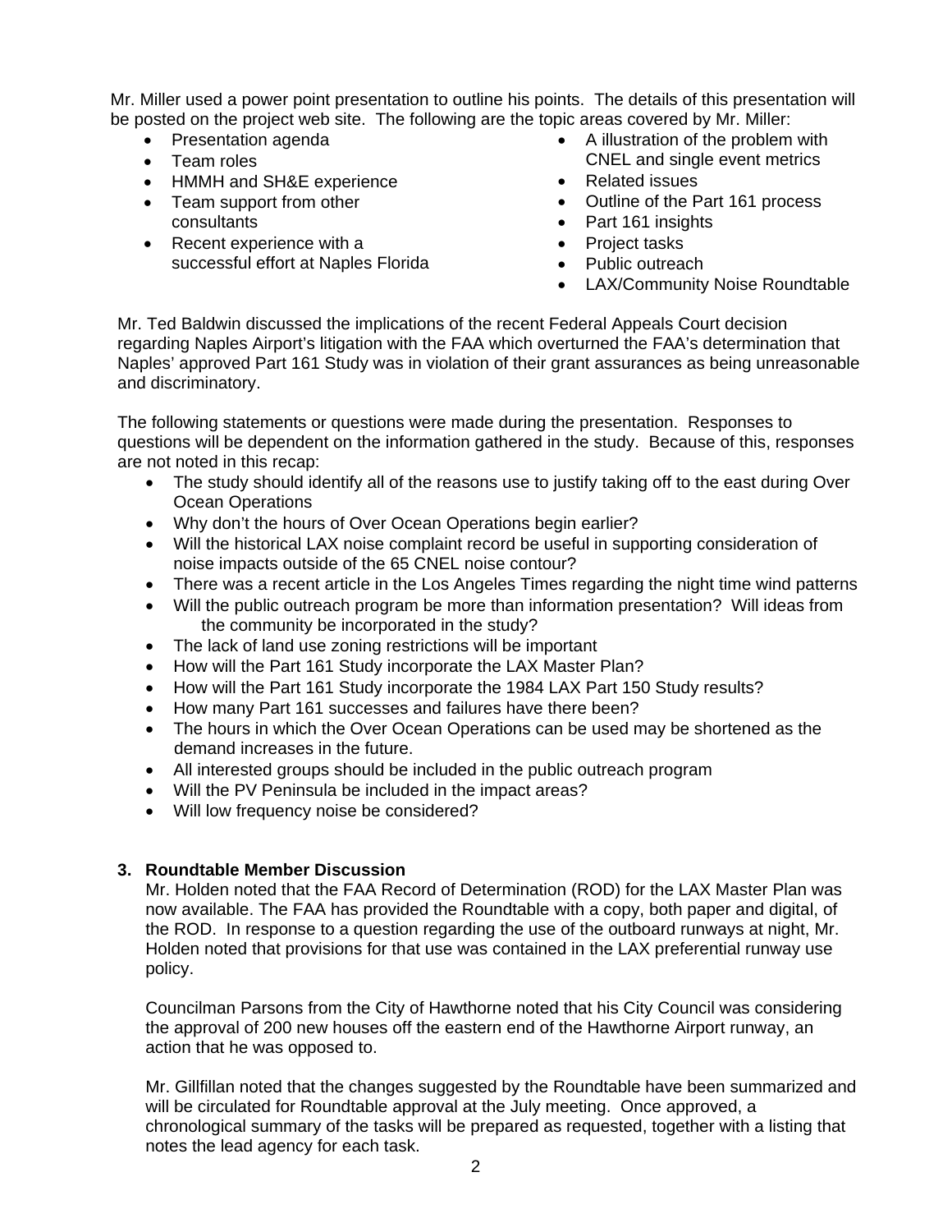Mr. Miller used a power point presentation to outline his points. The details of this presentation will be posted on the project web site. The following are the topic areas covered by Mr. Miller:

- Presentation agenda
- Team roles
- HMMH and SH&E experience
- Team support from other consultants
- Recent experience with a successful effort at Naples Florida
- A illustration of the problem with CNEL and single event metrics
- Related issues
- Outline of the Part 161 process
- Part 161 insights
- Project tasks
- Public outreach
- LAX/Community Noise Roundtable

Mr. Ted Baldwin discussed the implications of the recent Federal Appeals Court decision regarding Naples Airport's litigation with the FAA which overturned the FAA's determination that Naples' approved Part 161 Study was in violation of their grant assurances as being unreasonable and discriminatory.

The following statements or questions were made during the presentation. Responses to questions will be dependent on the information gathered in the study. Because of this, responses are not noted in this recap:

- The study should identify all of the reasons use to justify taking off to the east during Over Ocean Operations
- Why don't the hours of Over Ocean Operations begin earlier?
- Will the historical LAX noise complaint record be useful in supporting consideration of noise impacts outside of the 65 CNEL noise contour?
- There was a recent article in the Los Angeles Times regarding the night time wind patterns
- Will the public outreach program be more than information presentation? Will ideas from the community be incorporated in the study?
- The lack of land use zoning restrictions will be important
- How will the Part 161 Study incorporate the LAX Master Plan?
- How will the Part 161 Study incorporate the 1984 LAX Part 150 Study results?
- How many Part 161 successes and failures have there been?
- The hours in which the Over Ocean Operations can be used may be shortened as the demand increases in the future.
- All interested groups should be included in the public outreach program
- Will the PV Peninsula be included in the impact areas?
- Will low frequency noise be considered?

**3. Roundtable Member Discussion**

Mr. Holden noted that the FAA Record of Determination (ROD) for the LAX Master Plan was now available. The FAA has provided the Roundtable with a copy, both paper and digital, of the ROD. In response to a question regarding the use of the outboard runways at night, Mr. Holden noted that provisions for that use was contained in the LAX preferential runway use policy.

Councilman Parsons from the City of Hawthorne noted that his City Council was considering the approval of 200 new houses off the eastern end of the Hawthorne Airport runway, an action that he was opposed to.

Mr. Gillfillan noted that the changes suggested by the Roundtable have been summarized and will be circulated for Roundtable approval at the July meeting. Once approved, a chronological summary of the tasks will be prepared as requested, together with a listing that notes the lead agency for each task.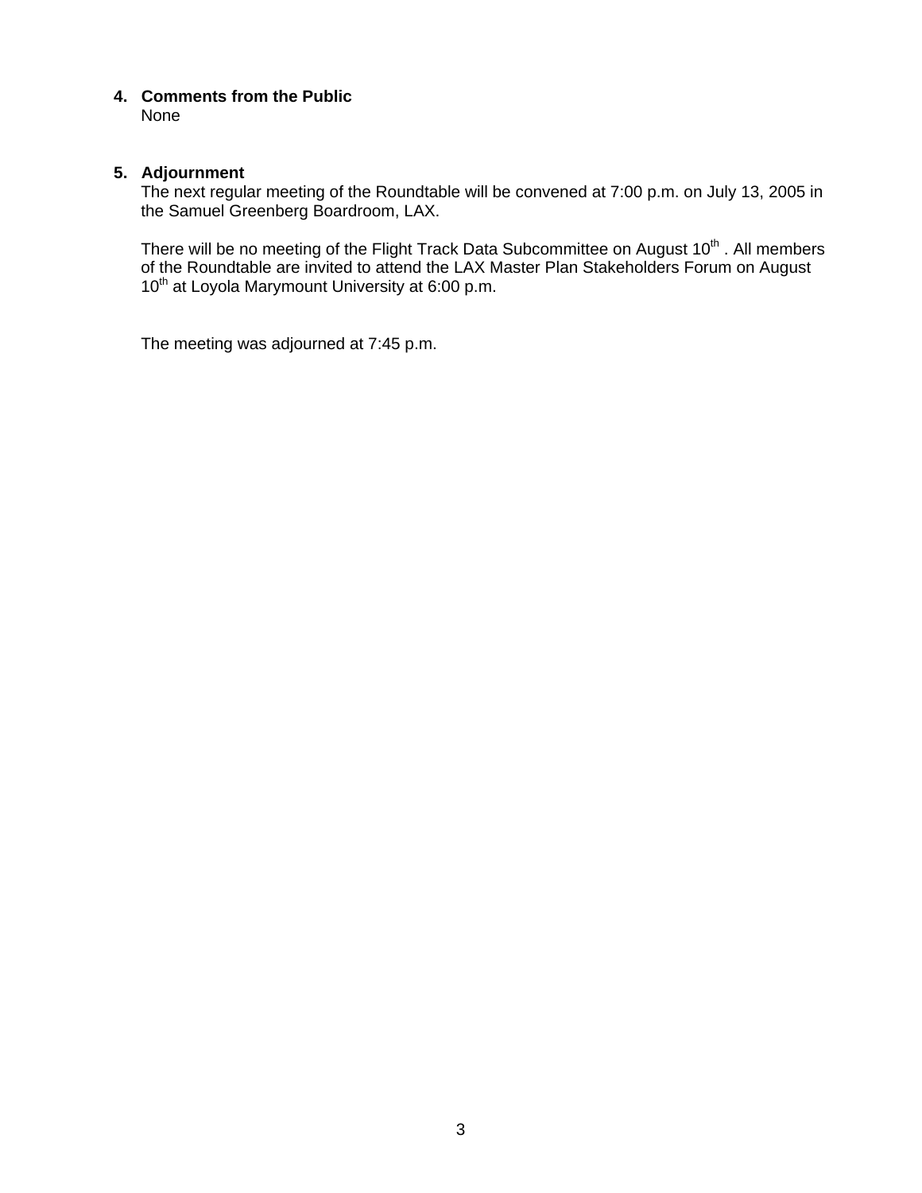**4. Comments from the Public**

None

**5. Adjournment**

The next regular meeting of the Roundtable will be convened at 7:00 p.m. on July 13, 2005 in the Samuel Greenberg Boardroom, LAX.

There will be no meeting of the Flight Track Data Subcommittee on August 10th . All members of the Roundtable are invited to attend the LAX Master Plan Stakeholders Forum on August 10th at Loyola Marymount University at 6:00 p.m.

The meeting was adjourned at 7:45 p.m.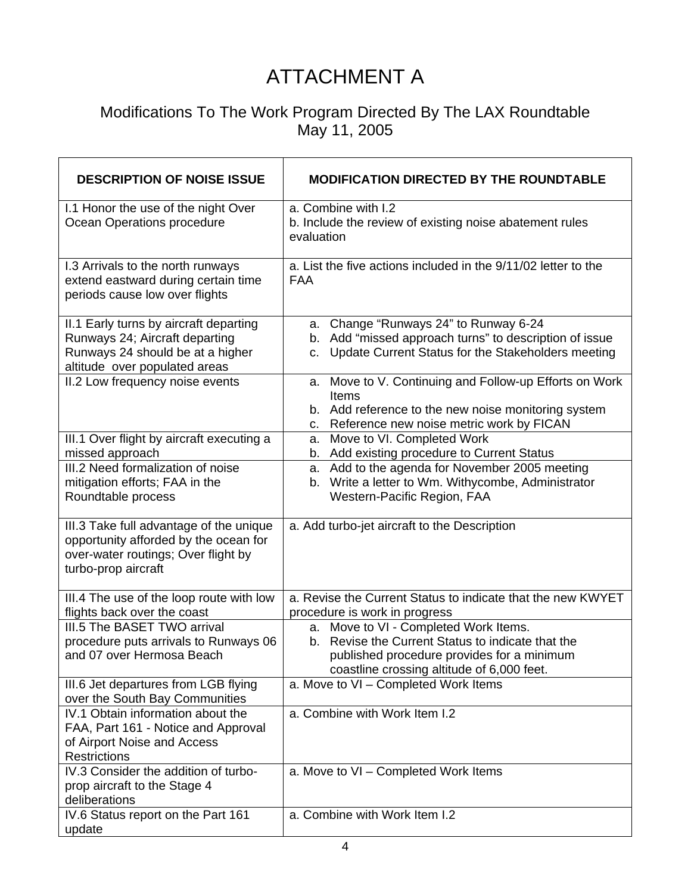# ATTACHMENT A

## Modifications To The Work Program Directed By The LAX Roundtable
## May 11, 2005

| DESCRIPTION OF NOISE ISSUE | MODIFICATION DIRECTED BY THE ROUNDTABLE |
|---|---|
| I.1 Honor the use of the night Over Ocean Operations procedure | a. Combine with I.2<br>b. Include the review of existing noise abatement rules evaluation |
| I.3 Arrivals to the north runways extend eastward during certain time periods cause low over flights | a. List the five actions included in the 9/11/02 letter to the FAA |
| II.1 Early turns by aircraft departing Runways 24; Aircraft departing Runways 24 should be at a higher altitude over populated areas | a. Change "Runways 24" to Runway 6-24<br>b. Add "missed approach turns" to description of issue<br>c. Update Current Status for the Stakeholders meeting |
| II.2 Low frequency noise events | a. Move to V. Continuing and Follow-up Efforts on Work Items<br>b. Add reference to the new noise monitoring system<br>c. Reference new noise metric work by FICAN |
| III.1 Over flight by aircraft executing a missed approach | a. Move to VI. Completed Work<br>b. Add existing procedure to Current Status |
| III.2 Need formalization of noise mitigation efforts; FAA in the Roundtable process | a. Add to the agenda for November 2005 meeting<br>b. Write a letter to Wm. Withycombe, Administrator Western-Pacific Region, FAA |
| III.3 Take full advantage of the unique opportunity afforded by the ocean for over-water routings; Over flight by turbo-prop aircraft | a. Add turbo-jet aircraft to the Description |
| III.4 The use of the loop route with low flights back over the coast | a. Revise the Current Status to indicate that the new KWYET procedure is work in progress |
| III.5 The BASET TWO arrival procedure puts arrivals to Runways 06 and 07 over Hermosa Beach | a. Move to VI - Completed Work Items.<br>b. Revise the Current Status to indicate that the published procedure provides for a minimum coastline crossing altitude of 6,000 feet. |
| III.6 Jet departures from LGB flying over the South Bay Communities | a. Move to VI – Completed Work Items |
| IV.1 Obtain information about the FAA, Part 161 - Notice and Approval of Airport Noise and Access Restrictions | a. Combine with Work Item I.2 |
| IV.3 Consider the addition of turbo-prop aircraft to the Stage 4 deliberations | a. Move to VI – Completed Work Items |
| IV.6 Status report on the Part 161 update | a. Combine with Work Item I.2 |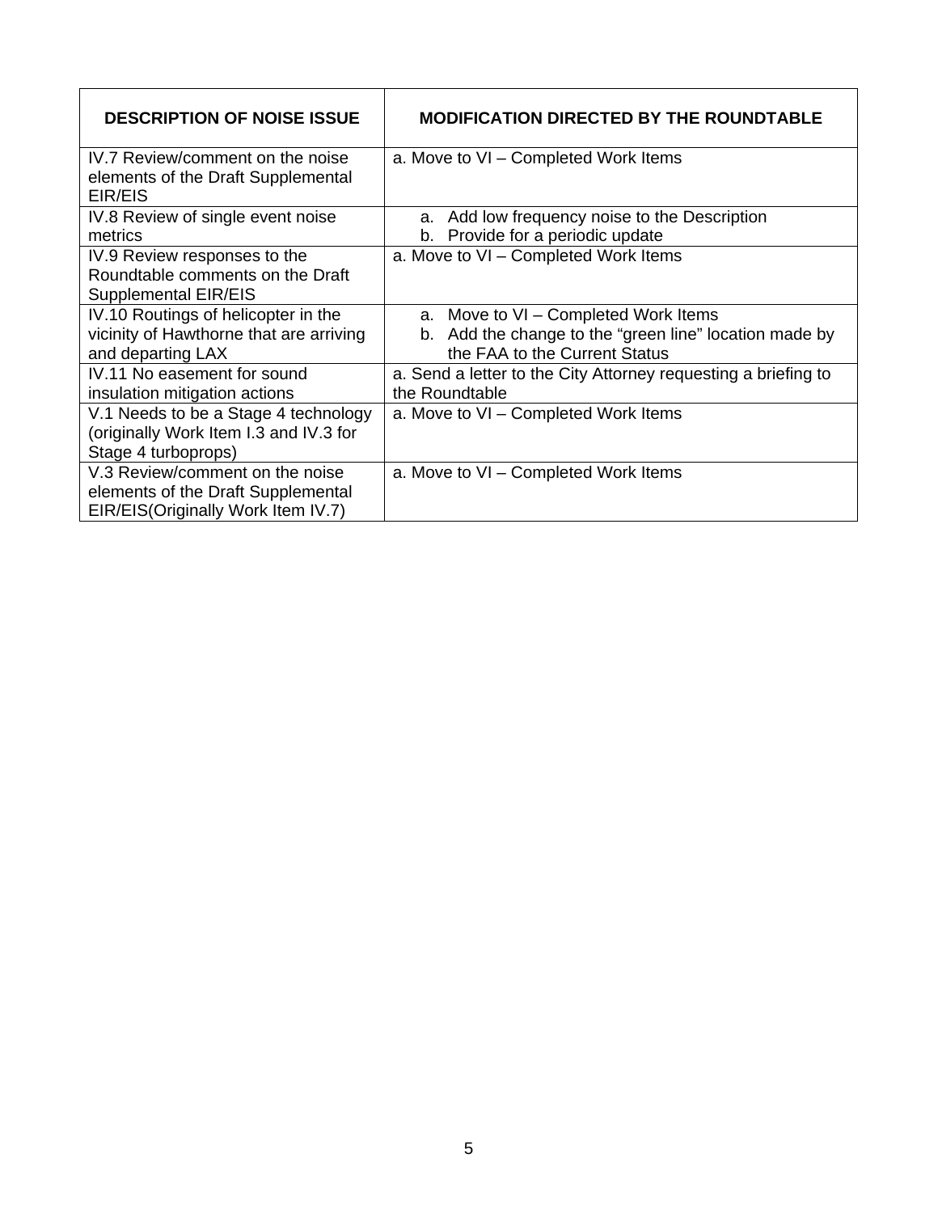| DESCRIPTION OF NOISE ISSUE | MODIFICATION DIRECTED BY THE ROUNDTABLE |
|---|---|
| IV.7 Review/comment on the noise elements of the Draft Supplemental EIR/EIS | a. Move to VI – Completed Work Items |
| IV.8 Review of single event noise metrics | a. Add low frequency noise to the Description<br>b. Provide for a periodic update |
| IV.9 Review responses to the Roundtable comments on the Draft Supplemental EIR/EIS | a. Move to VI – Completed Work Items |
| IV.10 Routings of helicopter in the vicinity of Hawthorne that are arriving and departing LAX | a. Move to VI – Completed Work Items<br>b. Add the change to the "green line" location made by the FAA to the Current Status |
| IV.11 No easement for sound insulation mitigation actions | a. Send a letter to the City Attorney requesting a briefing to the Roundtable |
| V.1 Needs to be a Stage 4 technology (originally Work Item I.3 and IV.3 for Stage 4 turboprops) | a. Move to VI – Completed Work Items |
| V.3 Review/comment on the noise elements of the Draft Supplemental EIR/EIS(Originally Work Item IV.7) | a. Move to VI – Completed Work Items |